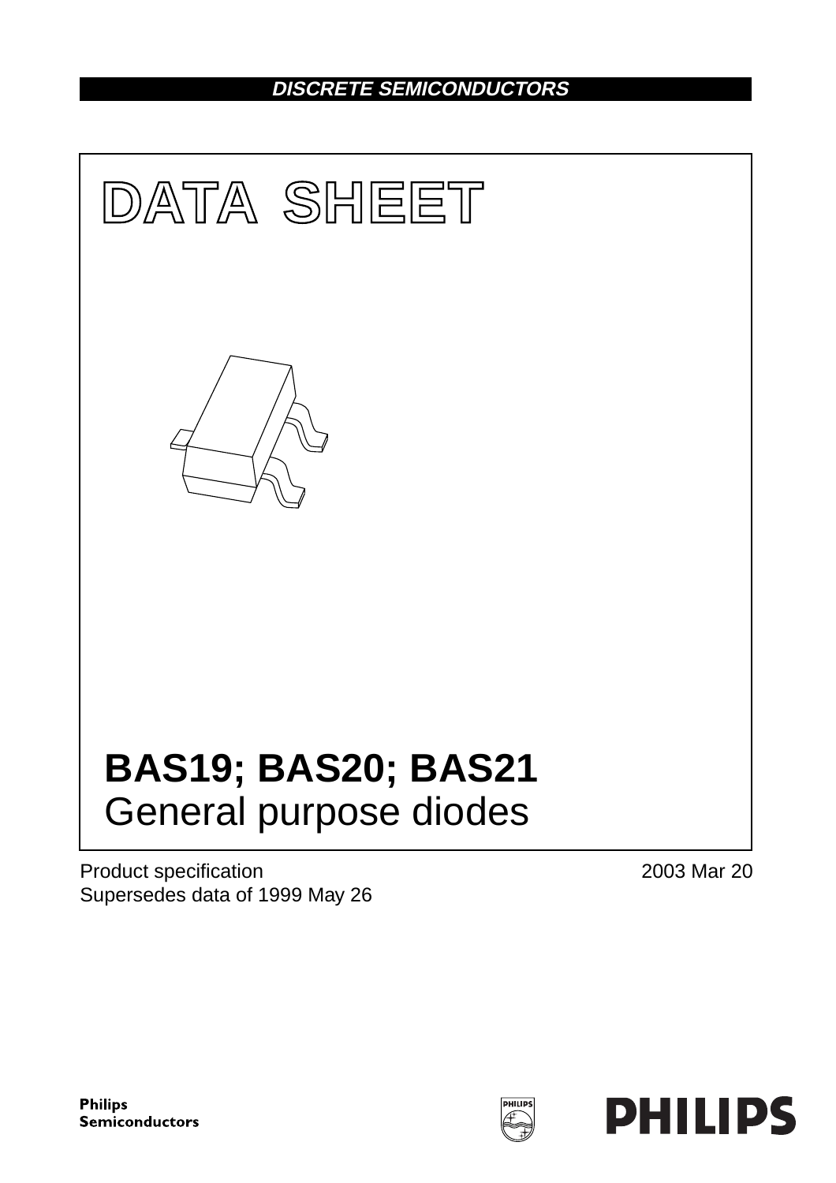**DISCRETE SEMICONDUCTORS**

# DATA SHEET

# BAS19; BAS20; BAS21

## General purpose diodes

Product specification
Supersedes data of 1999 May 26

2003 Mar 20

**Philips Semiconductors**

**PHILIPS**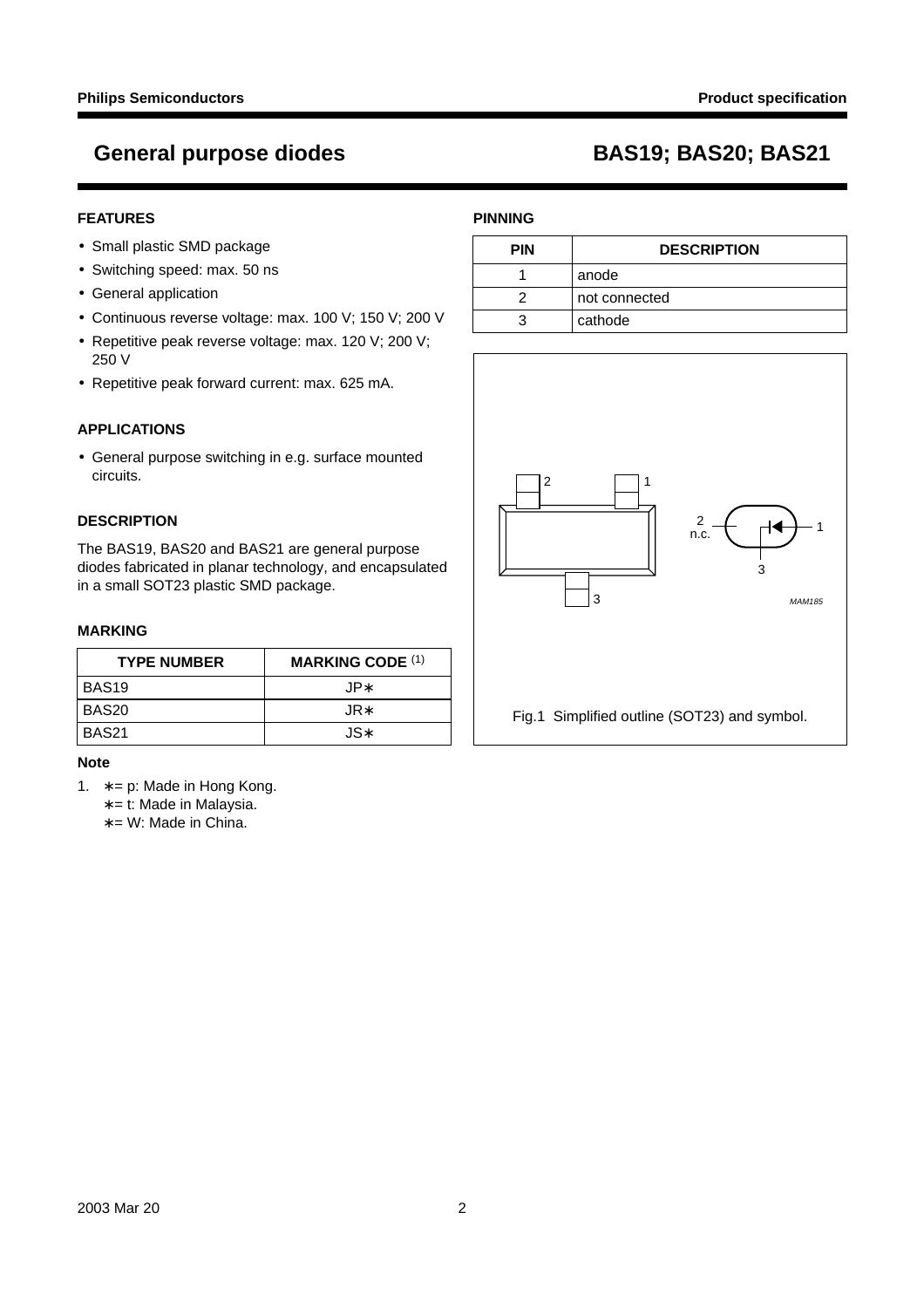# General purpose diodes — BAS19; BAS20; BAS21

## FEATURES

- Small plastic SMD package
- Switching speed: max. 50 ns
- General application
- Continuous reverse voltage: max. 100 V; 150 V; 200 V
- Repetitive peak reverse voltage: max. 120 V; 200 V; 250 V
- Repetitive peak forward current: max. 625 mA.

## APPLICATIONS

- General purpose switching in e.g. surface mounted circuits.

## DESCRIPTION

The BAS19, BAS20 and BAS21 are general purpose diodes fabricated in planar technology, and encapsulated in a small SOT23 plastic SMD package.

## MARKING

| TYPE NUMBER | MARKING CODE [1] |
|---|---|
| BAS19 | JP∗ |
| BAS20 | JR∗ |
| BAS21 | JS∗ |

**Note**

1. ∗= p: Made in Hong Kong.
   ∗= t: Made in Malaysia.
   ∗= W: Made in China.

## PINNING

| PIN | DESCRIPTION |
|---|---|
| 1 | anode |
| 2 | not connected |
| 3 | cathode |

Fig.1 Simplified outline (SOT23) and symbol.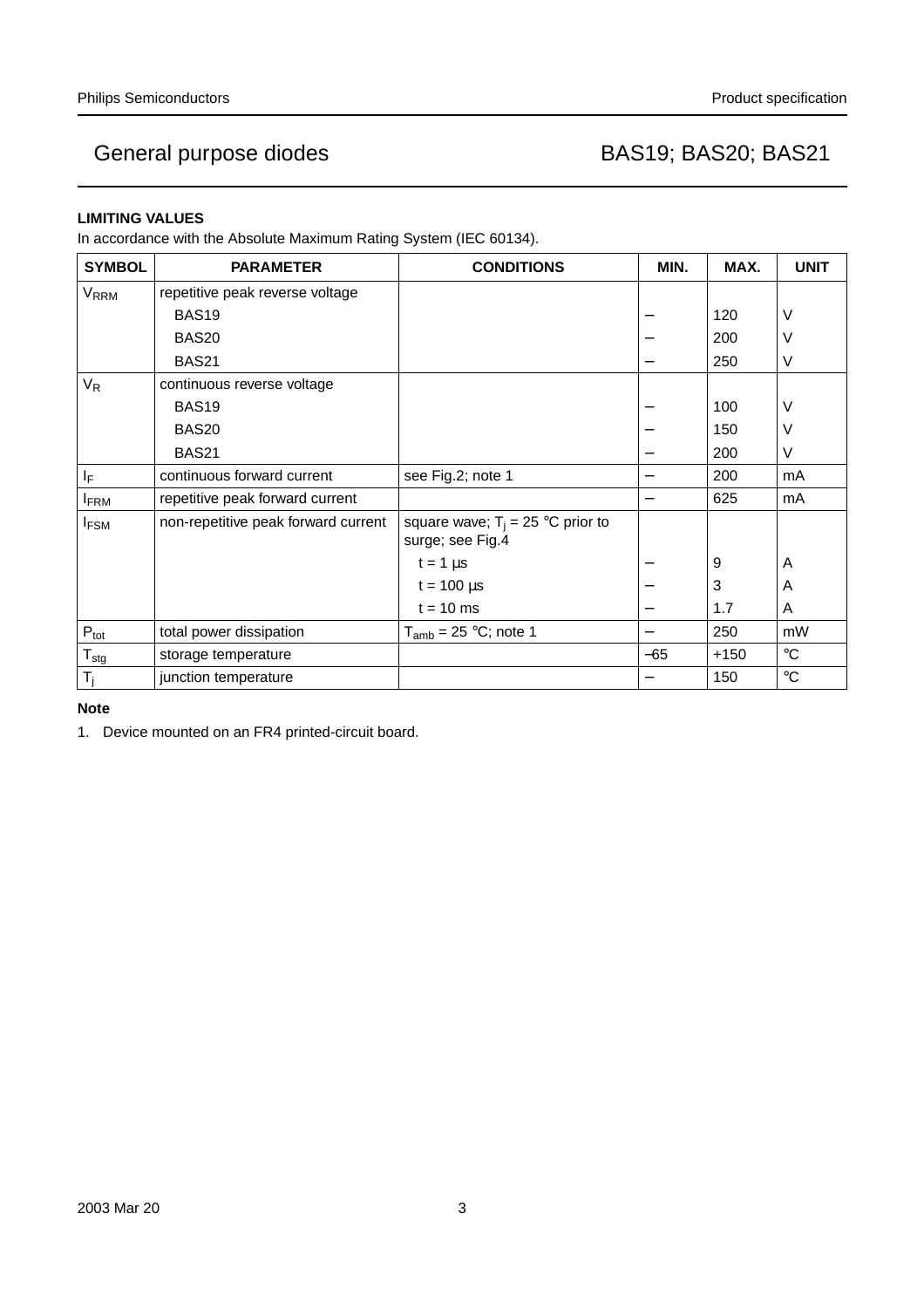## LIMITING VALUES

In accordance with the Absolute Maximum Rating System (IEC 60134).

| SYMBOL | PARAMETER | CONDITIONS | MIN. | MAX. | UNIT |
|---|---|---|---|---|---|
| $V_{RRM}$ | repetitive peak reverse voltage | | | | |
| | BAS19 | | − | 120 | V |
| | BAS20 | | − | 200 | V |
| | BAS21 | | − | 250 | V |
| $V_R$ | continuous reverse voltage | | | | |
| | BAS19 | | − | 100 | V |
| | BAS20 | | − | 150 | V |
| | BAS21 | | − | 200 | V |
| $I_F$ | continuous forward current | see Fig.2; note 1 | − | 200 | mA |
| $I_{FRM}$ | repetitive peak forward current | | − | 625 | mA |
| $I_{FSM}$ | non-repetitive peak forward current | square wave; $T_j$ = 25 °C prior to surge; see Fig.4 | | | |
| | | t = 1 µs | − | 9 | A |
| | | t = 100 µs | − | 3 | A |
| | | t = 10 ms | − | 1.7 | A |
| $P_{tot}$ | total power dissipation | $T_{amb}$ = 25 °C; note 1 | − | 250 | mW |
| $T_{stg}$ | storage temperature | | −65 | +150 | °C |
| $T_j$ | junction temperature | | − | 150 | °C |

**Note**

1. Device mounted on an FR4 printed-circuit board.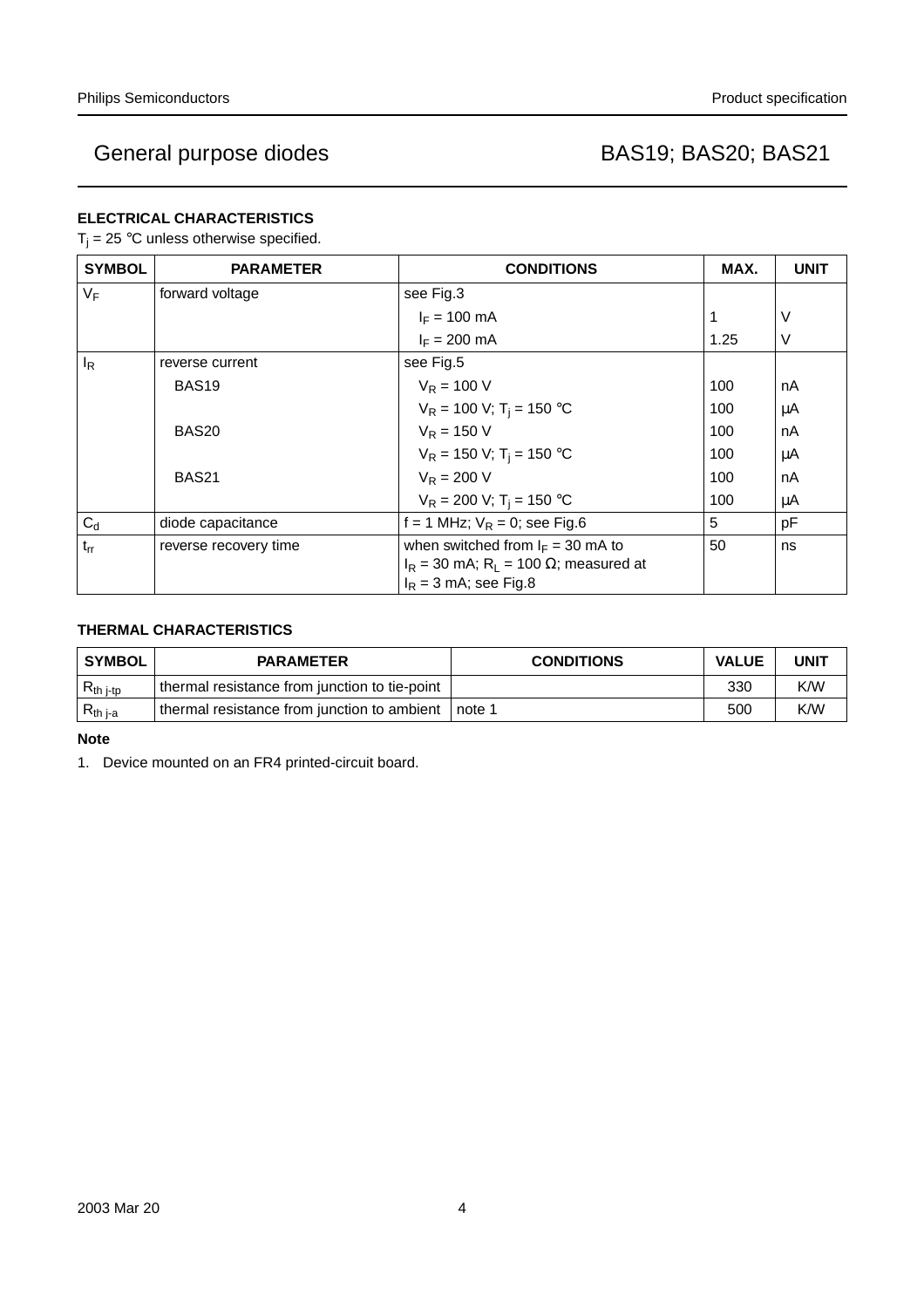## ELECTRICAL CHARACTERISTICS

$T_j$ = 25 °C unless otherwise specified.

| SYMBOL | PARAMETER | CONDITIONS | MAX. | UNIT |
|---|---|---|---|---|
| $V_F$ | forward voltage | see Fig.3 | | |
| | | $I_F$ = 100 mA | 1 | V |
| | | $I_F$ = 200 mA | 1.25 | V |
| $I_R$ | reverse current | see Fig.5 | | |
| | BAS19 | $V_R$ = 100 V | 100 | nA |
| | | $V_R$ = 100 V; $T_j$ = 150 °C | 100 | μA |
| | BAS20 | $V_R$ = 150 V | 100 | nA |
| | | $V_R$ = 150 V; $T_j$ = 150 °C | 100 | μA |
| | BAS21 | $V_R$ = 200 V | 100 | nA |
| | | $V_R$ = 200 V; $T_j$ = 150 °C | 100 | μA |
| $C_d$ | diode capacitance | f = 1 MHz; $V_R$ = 0; see Fig.6 | 5 | pF |
| $t_{rr}$ | reverse recovery time | when switched from $I_F$ = 30 mA to $I_R$ = 30 mA; $R_L$ = 100 Ω; measured at $I_R$ = 3 mA; see Fig.8 | 50 | ns |

## THERMAL CHARACTERISTICS

| SYMBOL | PARAMETER | CONDITIONS | VALUE | UNIT |
|---|---|---|---|---|
| $R_{th\ j\text{-}tp}$ | thermal resistance from junction to tie-point | | 330 | K/W |
| $R_{th\ j\text{-}a}$ | thermal resistance from junction to ambient | note 1 | 500 | K/W |

**Note**

1. Device mounted on an FR4 printed-circuit board.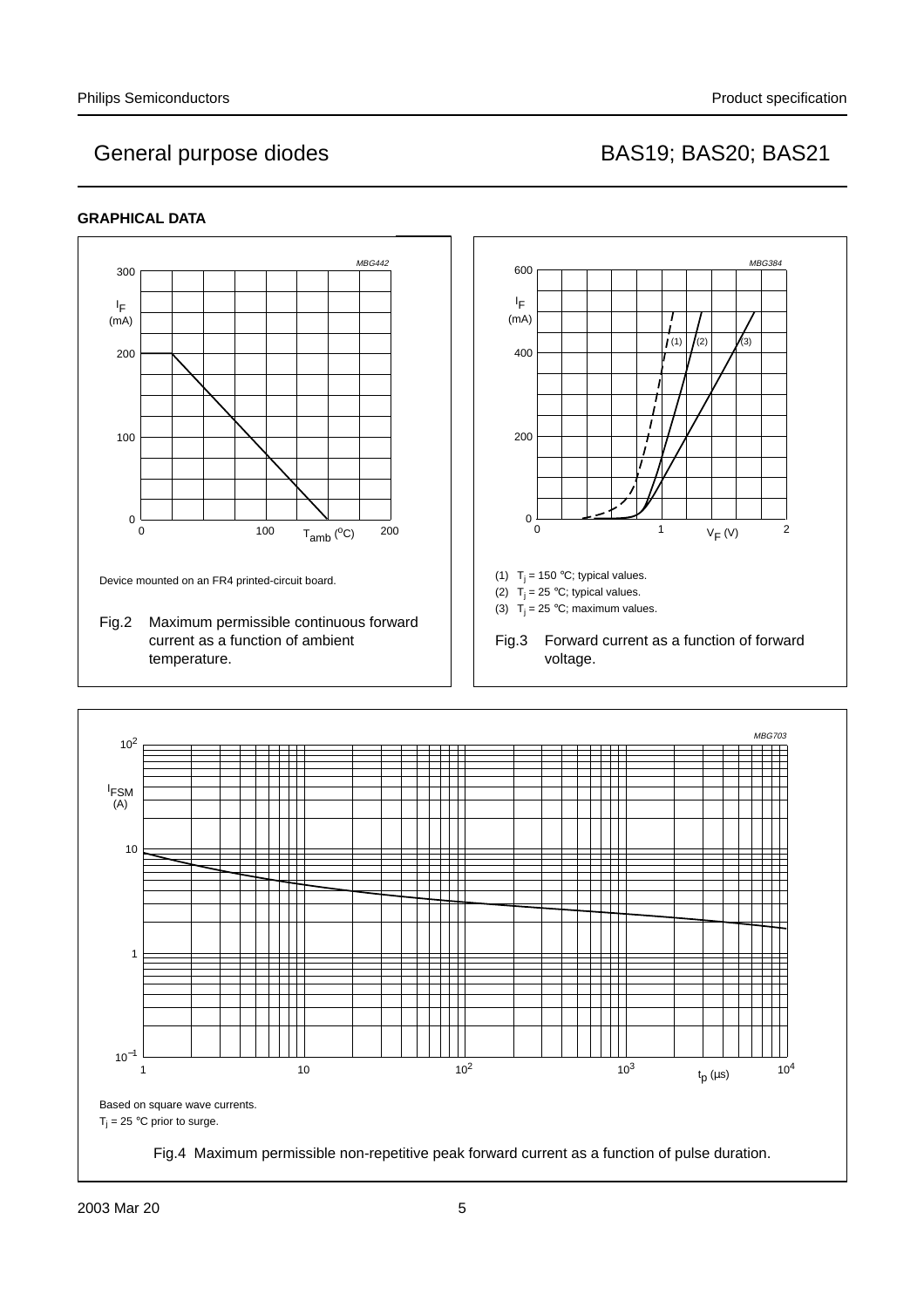## GRAPHICAL DATA

MBG442

Device mounted on an FR4 printed-circuit board.

Fig.2 Maximum permissible continuous forward current as a function of ambient temperature.

MBG384

(1) $T_j$ = 150 °C; typical values.

(2) $T_j$ = 25 °C; typical values.

(3) $T_j$ = 25 °C; maximum values.

Fig.3 Forward current as a function of forward voltage.

MBG703

Based on square wave currents.

$T_j$ = 25 °C prior to surge.

Fig.4 Maximum permissible non-repetitive peak forward current as a function of pulse duration.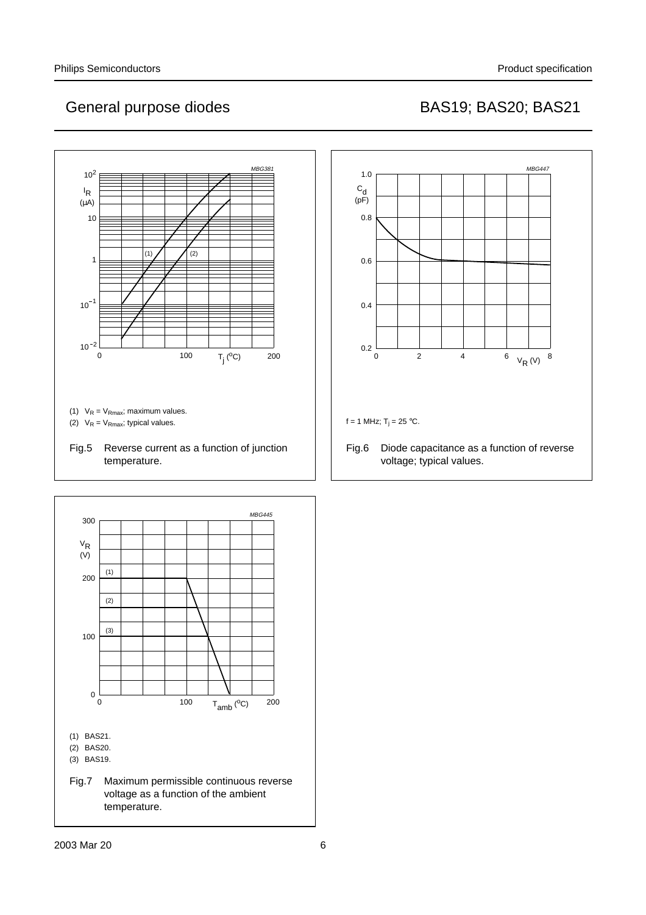(1) $V_R = V_{Rmax}$; maximum values.

(2) $V_R = V_{Rmax}$; typical values.

Fig.5 Reverse current as a function of junction temperature.

$f = 1$ MHz; $T_j = 25$ °C.

Fig.6 Diode capacitance as a function of reverse voltage; typical values.

(1) BAS21.

(2) BAS20.

(3) BAS19.

Fig.7 Maximum permissible continuous reverse voltage as a function of the ambient temperature.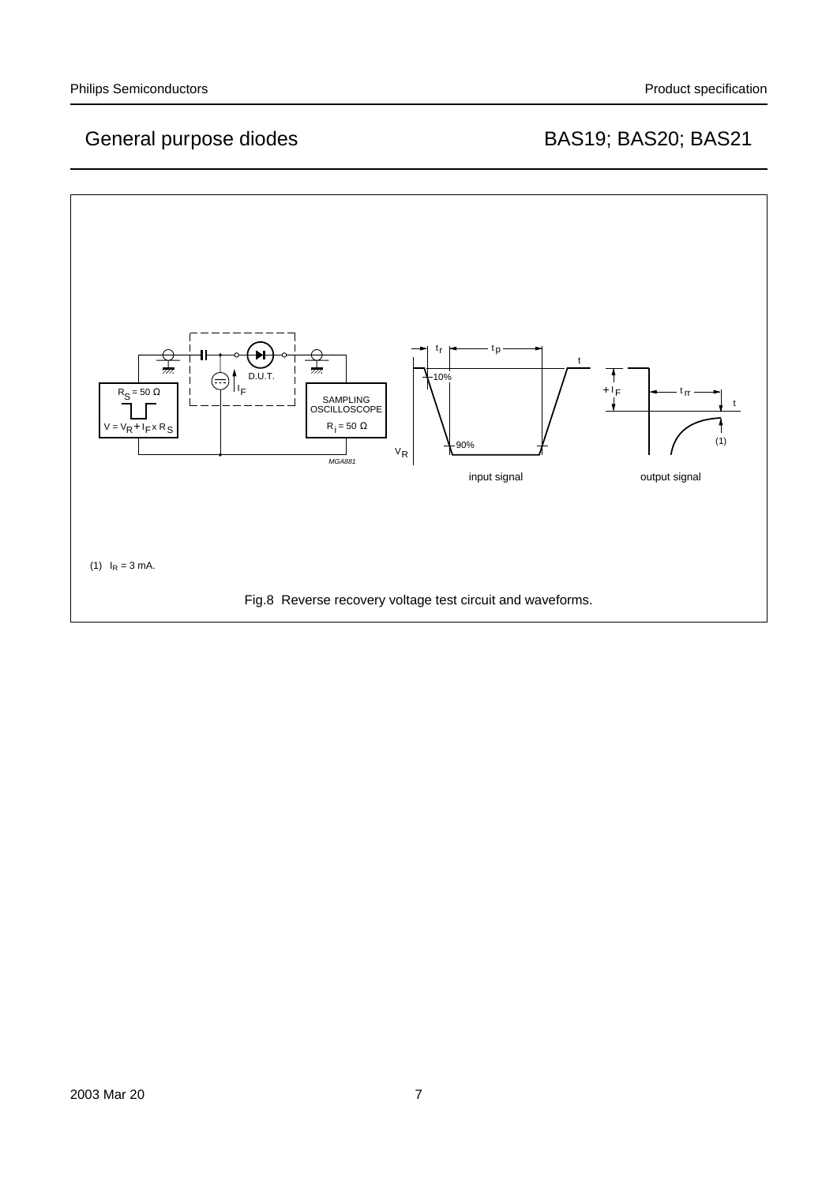(1) $I_R$ = 3 mA.

Fig.8 Reverse recovery voltage test circuit and waveforms.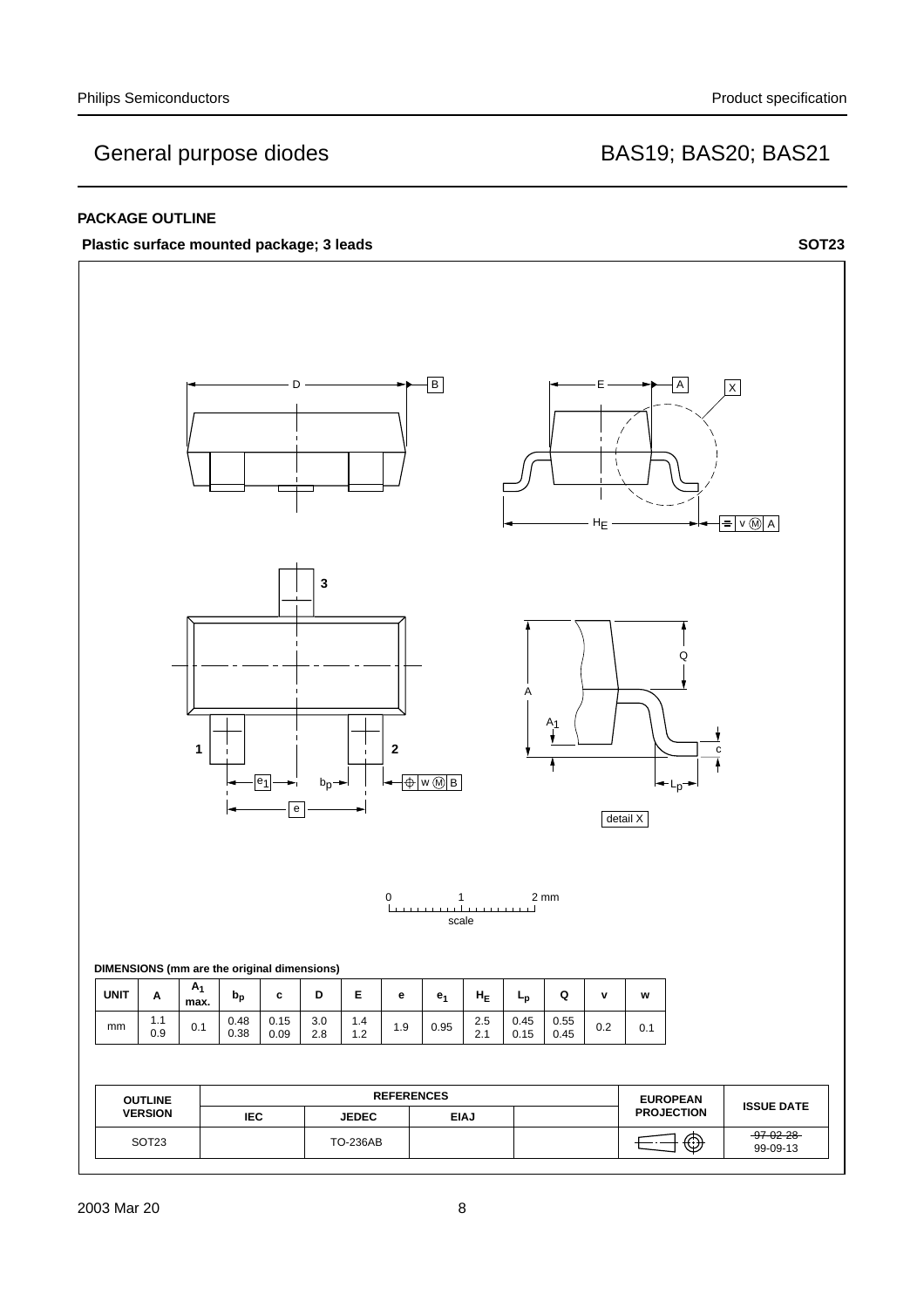## PACKAGE OUTLINE

**Plastic surface mounted package; 3 leads** **SOT23**

DIMENSIONS (mm are the original dimensions)

| UNIT | A | $A_1$ max. | $b_p$ | c | D | E | e | $e_1$ | $H_E$ | $L_p$ | Q | v | w |
|---|---|---|---|---|---|---|---|---|---|---|---|---|---|
| mm | 1.1<br>0.9 | 0.1 | 0.48<br>0.38 | 0.15<br>0.09 | 3.0<br>2.8 | 1.4<br>1.2 | 1.9 | 0.95 | 2.5<br>2.1 | 0.45<br>0.15 | 0.55<br>0.45 | 0.2 | 0.1 |

| OUTLINE VERSION | REFERENCES | | | | EUROPEAN PROJECTION | ISSUE DATE |
|---|---|---|---|---|---|---|
| | IEC | JEDEC | EIAJ | | | |
| SOT23 | | TO-236AB | | | | ~~97-02-28~~<br>99-09-13 |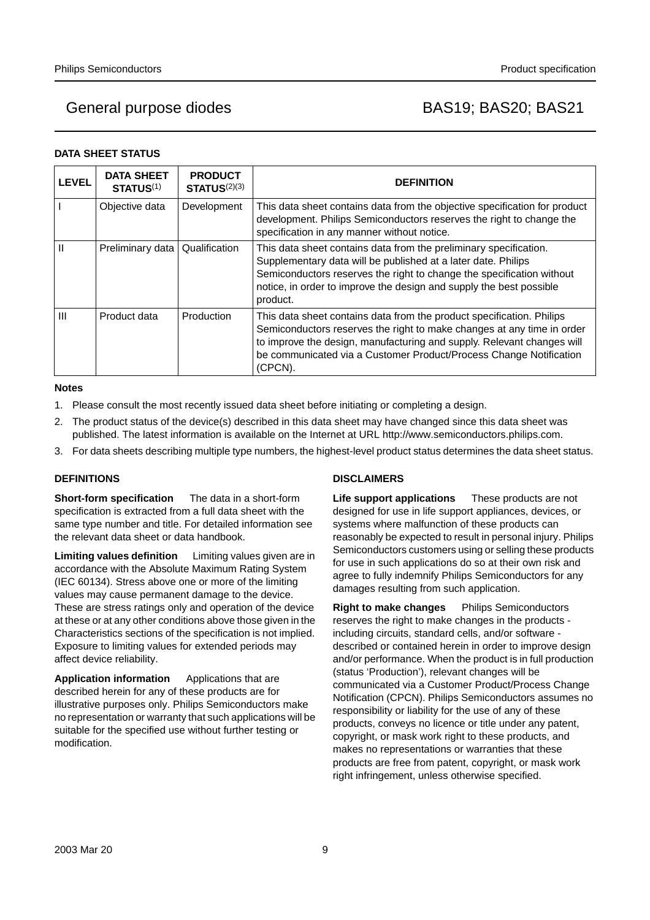## DATA SHEET STATUS

| LEVEL | DATA SHEET STATUS[1] | PRODUCT STATUS[2][3] | DEFINITION |
|---|---|---|---|
| I | Objective data | Development | This data sheet contains data from the objective specification for product development. Philips Semiconductors reserves the right to change the specification in any manner without notice. |
| II | Preliminary data | Qualification | This data sheet contains data from the preliminary specification. Supplementary data will be published at a later date. Philips Semiconductors reserves the right to change the specification without notice, in order to improve the design and supply the best possible product. |
| III | Product data | Production | This data sheet contains data from the product specification. Philips Semiconductors reserves the right to make changes at any time in order to improve the design, manufacturing and supply. Relevant changes will be communicated via a Customer Product/Process Change Notification (CPCN). |

**Notes**

1. Please consult the most recently issued data sheet before initiating or completing a design.
2. The product status of the device(s) described in this data sheet may have changed since this data sheet was published. The latest information is available on the Internet at URL http://www.semiconductors.philips.com.
3. For data sheets describing multiple type numbers, the highest-level product status determines the data sheet status.

## DEFINITIONS

**Short-form specification** The data in a short-form specification is extracted from a full data sheet with the same type number and title. For detailed information see the relevant data sheet or data handbook.

**Limiting values definition** Limiting values given are in accordance with the Absolute Maximum Rating System (IEC 60134). Stress above one or more of the limiting values may cause permanent damage to the device. These are stress ratings only and operation of the device at these or at any other conditions above those given in the Characteristics sections of the specification is not implied. Exposure to limiting values for extended periods may affect device reliability.

**Application information** Applications that are described herein for any of these products are for illustrative purposes only. Philips Semiconductors make no representation or warranty that such applications will be suitable for the specified use without further testing or modification.

## DISCLAIMERS

**Life support applications** These products are not designed for use in life support appliances, devices, or systems where malfunction of these products can reasonably be expected to result in personal injury. Philips Semiconductors customers using or selling these products for use in such applications do so at their own risk and agree to fully indemnify Philips Semiconductors for any damages resulting from such application.

**Right to make changes** Philips Semiconductors reserves the right to make changes in the products - including circuits, standard cells, and/or software - described or contained herein in order to improve design and/or performance. When the product is in full production (status 'Production'), relevant changes will be communicated via a Customer Product/Process Change Notification (CPCN). Philips Semiconductors assumes no responsibility or liability for the use of any of these products, conveys no licence or title under any patent, copyright, or mask work right to these products, and makes no representations or warranties that these products are free from patent, copyright, or mask work right infringement, unless otherwise specified.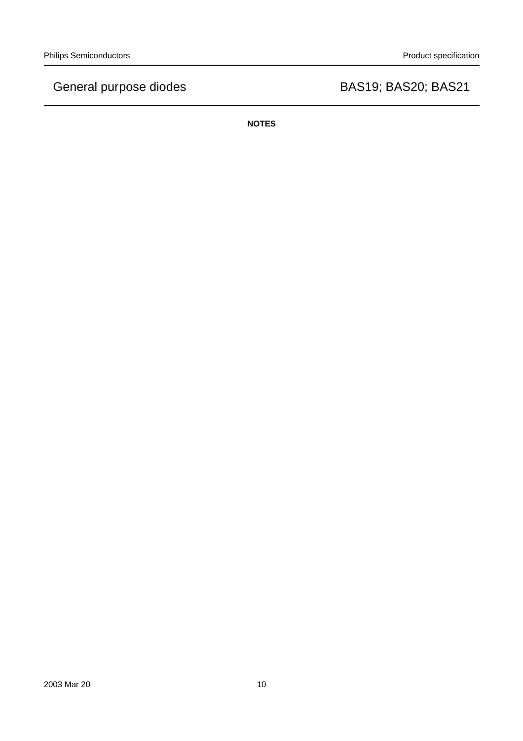**NOTES**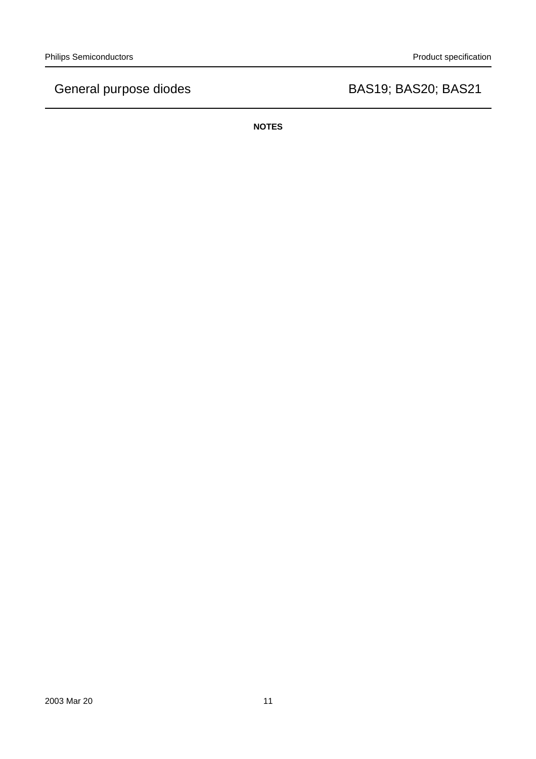## NOTES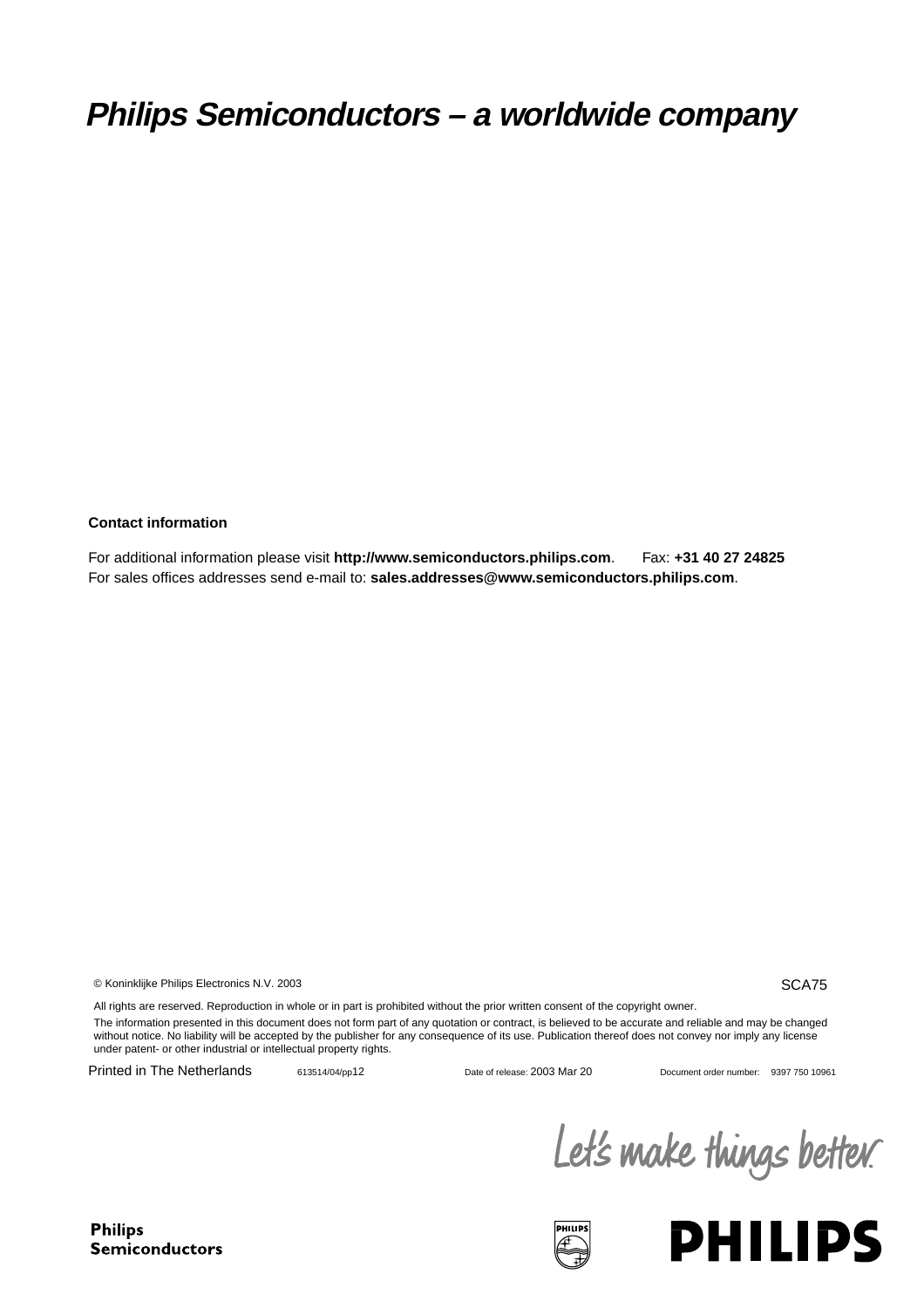# *Philips Semiconductors – a worldwide company*

**Contact information**

For additional information please visit **http://www.semiconductors.philips.com**. Fax: **+31 40 27 24825**
For sales offices addresses send e-mail to: **sales.addresses@www.semiconductors.philips.com**.

© Koninklijke Philips Electronics N.V. 2003

SCA75

All rights are reserved. Reproduction in whole or in part is prohibited without the prior written consent of the copyright owner.

The information presented in this document does not form part of any quotation or contract, is believed to be accurate and reliable and may be changed without notice. No liability will be accepted by the publisher for any consequence of its use. Publication thereof does not convey nor imply any license under patent- or other industrial or intellectual property rights.

Printed in The Netherlands 613514/04/pp12 Date of release: 2003 Mar 20 Document order number: 9397 750 10961

Let's make things better.

Philips Semiconductors

PHILIPS